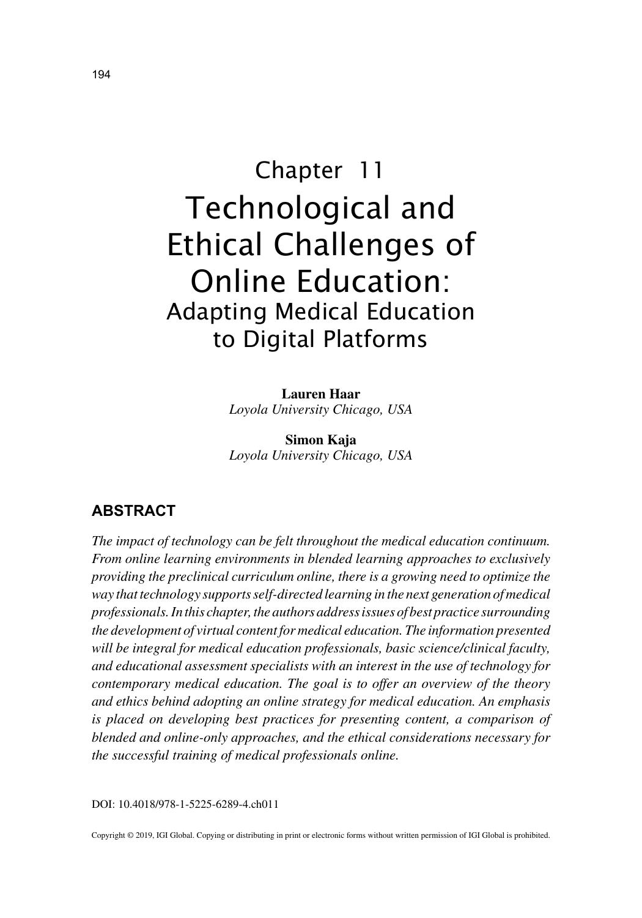# Chapter 11

# Technological and Ethical Challenges of Online Education:

## Adapting Medical Education to Digital Platforms

**Lauren Haar**
*Loyola University Chicago, USA*

**Simon Kaja**
*Loyola University Chicago, USA*

## ABSTRACT

*The impact of technology can be felt throughout the medical education continuum. From online learning environments in blended learning approaches to exclusively providing the preclinical curriculum online, there is a growing need to optimize the way that technology supports self-directed learning in the next generation of medical professionals. In this chapter, the authors address issues of best practice surrounding the development of virtual content for medical education. The information presented will be integral for medical education professionals, basic science/clinical faculty, and educational assessment specialists with an interest in the use of technology for contemporary medical education. The goal is to offer an overview of the theory and ethics behind adopting an online strategy for medical education. An emphasis is placed on developing best practices for presenting content, a comparison of blended and online-only approaches, and the ethical considerations necessary for the successful training of medical professionals online.*

DOI: 10.4018/978-1-5225-6289-4.ch011

Copyright © 2019, IGI Global. Copying or distributing in print or electronic forms without written permission of IGI Global is prohibited.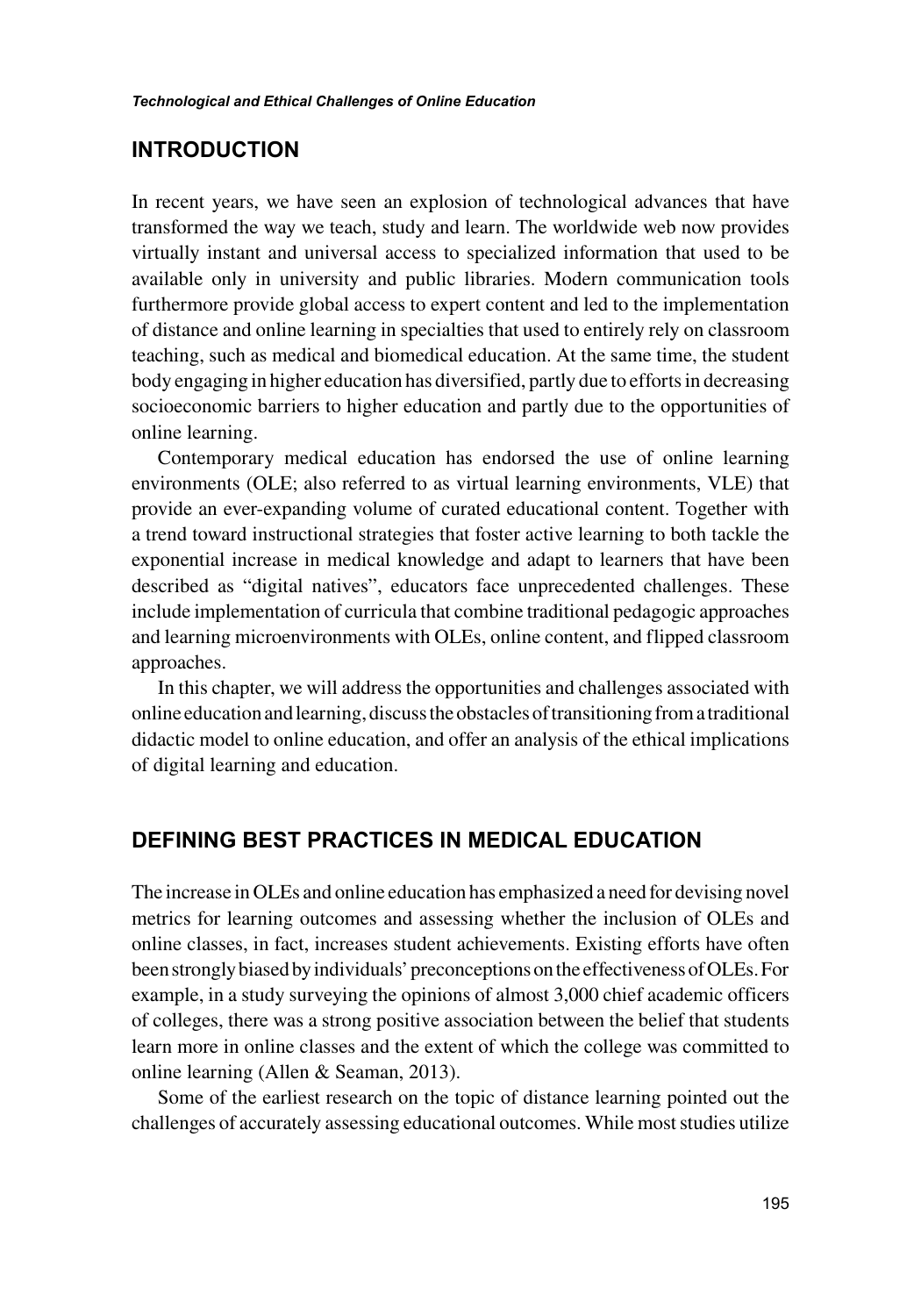## INTRODUCTION

In recent years, we have seen an explosion of technological advances that have transformed the way we teach, study and learn. The worldwide web now provides virtually instant and universal access to specialized information that used to be available only in university and public libraries. Modern communication tools furthermore provide global access to expert content and led to the implementation of distance and online learning in specialties that used to entirely rely on classroom teaching, such as medical and biomedical education. At the same time, the student body engaging in higher education has diversified, partly due to efforts in decreasing socioeconomic barriers to higher education and partly due to the opportunities of online learning.

Contemporary medical education has endorsed the use of online learning environments (OLE; also referred to as virtual learning environments, VLE) that provide an ever-expanding volume of curated educational content. Together with a trend toward instructional strategies that foster active learning to both tackle the exponential increase in medical knowledge and adapt to learners that have been described as "digital natives", educators face unprecedented challenges. These include implementation of curricula that combine traditional pedagogic approaches and learning microenvironments with OLEs, online content, and flipped classroom approaches.

In this chapter, we will address the opportunities and challenges associated with online education and learning, discuss the obstacles of transitioning from a traditional didactic model to online education, and offer an analysis of the ethical implications of digital learning and education.

## DEFINING BEST PRACTICES IN MEDICAL EDUCATION

The increase in OLEs and online education has emphasized a need for devising novel metrics for learning outcomes and assessing whether the inclusion of OLEs and online classes, in fact, increases student achievements. Existing efforts have often been strongly biased by individuals' preconceptions on the effectiveness of OLEs. For example, in a study surveying the opinions of almost 3,000 chief academic officers of colleges, there was a strong positive association between the belief that students learn more in online classes and the extent of which the college was committed to online learning (Allen & Seaman, 2013).

Some of the earliest research on the topic of distance learning pointed out the challenges of accurately assessing educational outcomes. While most studies utilize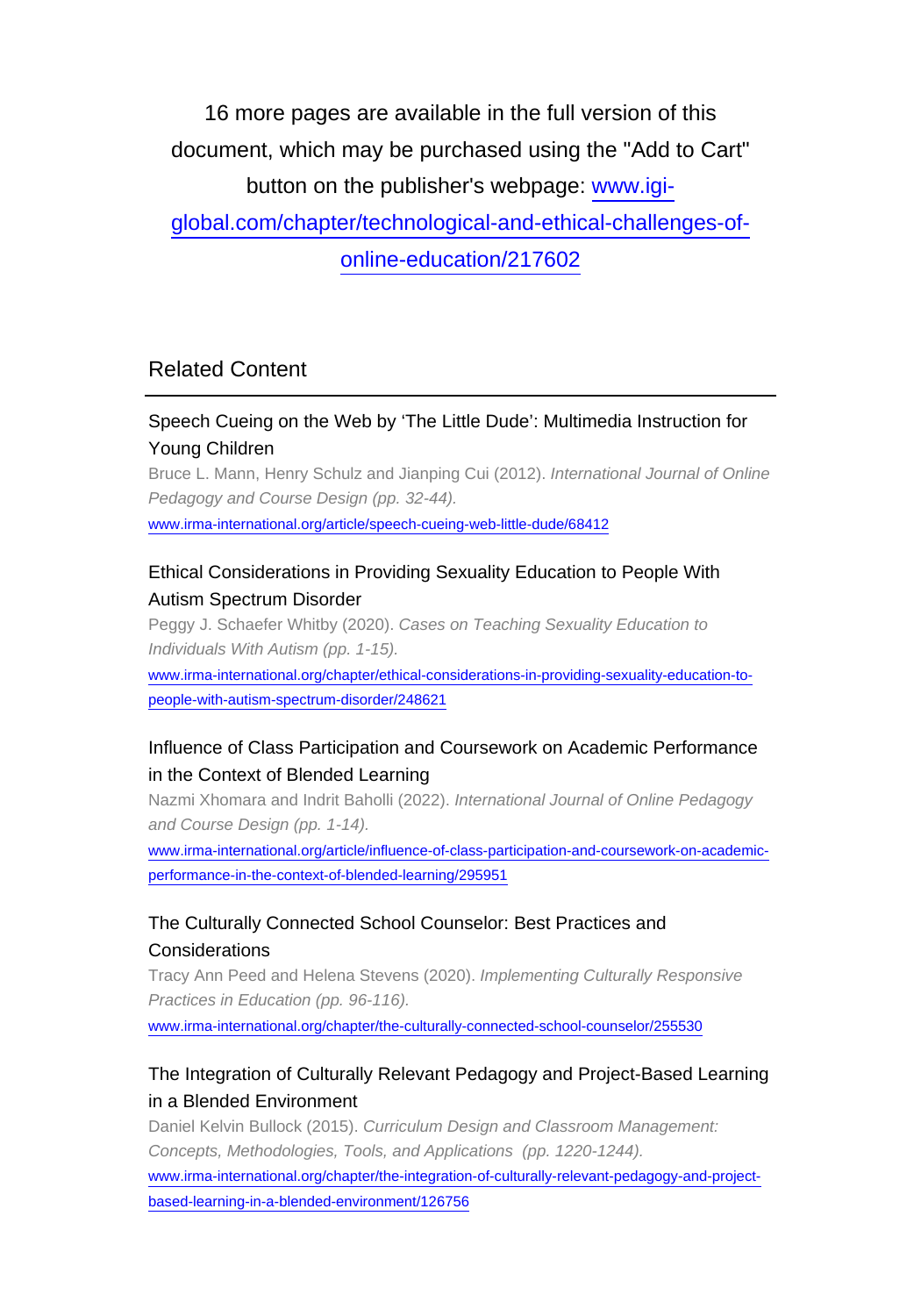16 more pages are available in the full version of this document, which may be purchased using the "Add to Cart" button on the publisher's webpage: [www.igi-global.com/chapter/technological-and-ethical-challenges-of-online-education/217602](www.igi-global.com/chapter/technological-and-ethical-challenges-of-online-education/217602)

## Related Content

**Speech Cueing on the Web by 'The Little Dude': Multimedia Instruction for Young Children**
Bruce L. Mann, Henry Schulz and Jianping Cui (2012). *International Journal of Online Pedagogy and Course Design (pp. 32-44).*
[www.irma-international.org/article/speech-cueing-web-little-dude/68412](www.irma-international.org/article/speech-cueing-web-little-dude/68412)

**Ethical Considerations in Providing Sexuality Education to People With Autism Spectrum Disorder**
Peggy J. Schaefer Whitby (2020). *Cases on Teaching Sexuality Education to Individuals With Autism (pp. 1-15).*
[www.irma-international.org/chapter/ethical-considerations-in-providing-sexuality-education-to-people-with-autism-spectrum-disorder/248621](www.irma-international.org/chapter/ethical-considerations-in-providing-sexuality-education-to-people-with-autism-spectrum-disorder/248621)

**Influence of Class Participation and Coursework on Academic Performance in the Context of Blended Learning**
Nazmi Xhomara and Indrit Baholli (2022). *International Journal of Online Pedagogy and Course Design (pp. 1-14).*
[www.irma-international.org/article/influence-of-class-participation-and-coursework-on-academic-performance-in-the-context-of-blended-learning/295951](www.irma-international.org/article/influence-of-class-participation-and-coursework-on-academic-performance-in-the-context-of-blended-learning/295951)

**The Culturally Connected School Counselor: Best Practices and Considerations**
Tracy Ann Peed and Helena Stevens (2020). *Implementing Culturally Responsive Practices in Education (pp. 96-116).*
[www.irma-international.org/chapter/the-culturally-connected-school-counselor/255530](www.irma-international.org/chapter/the-culturally-connected-school-counselor/255530)

**The Integration of Culturally Relevant Pedagogy and Project-Based Learning in a Blended Environment**
Daniel Kelvin Bullock (2015). *Curriculum Design and Classroom Management: Concepts, Methodologies, Tools, and Applications (pp. 1220-1244).*
[www.irma-international.org/chapter/the-integration-of-culturally-relevant-pedagogy-and-project-based-learning-in-a-blended-environment/126756](www.irma-international.org/chapter/the-integration-of-culturally-relevant-pedagogy-and-project-based-learning-in-a-blended-environment/126756)